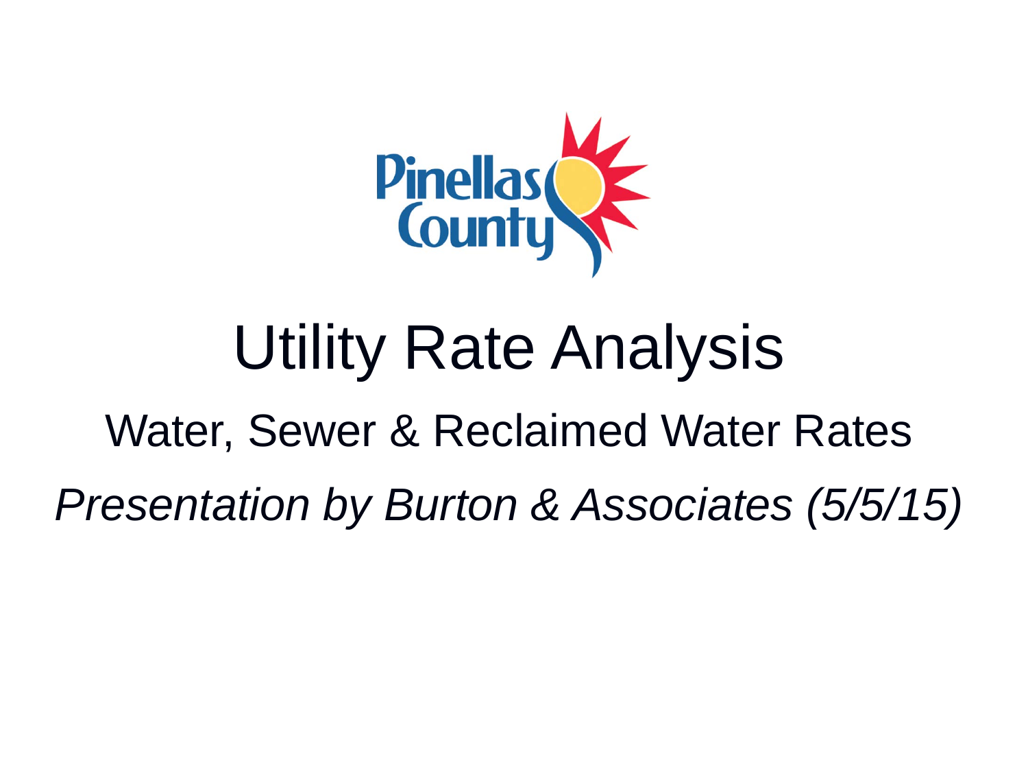Pinellas County

# Utility Rate Analysis

## Water, Sewer & Reclaimed Water Rates

*Presentation by Burton & Associates (5/5/15)*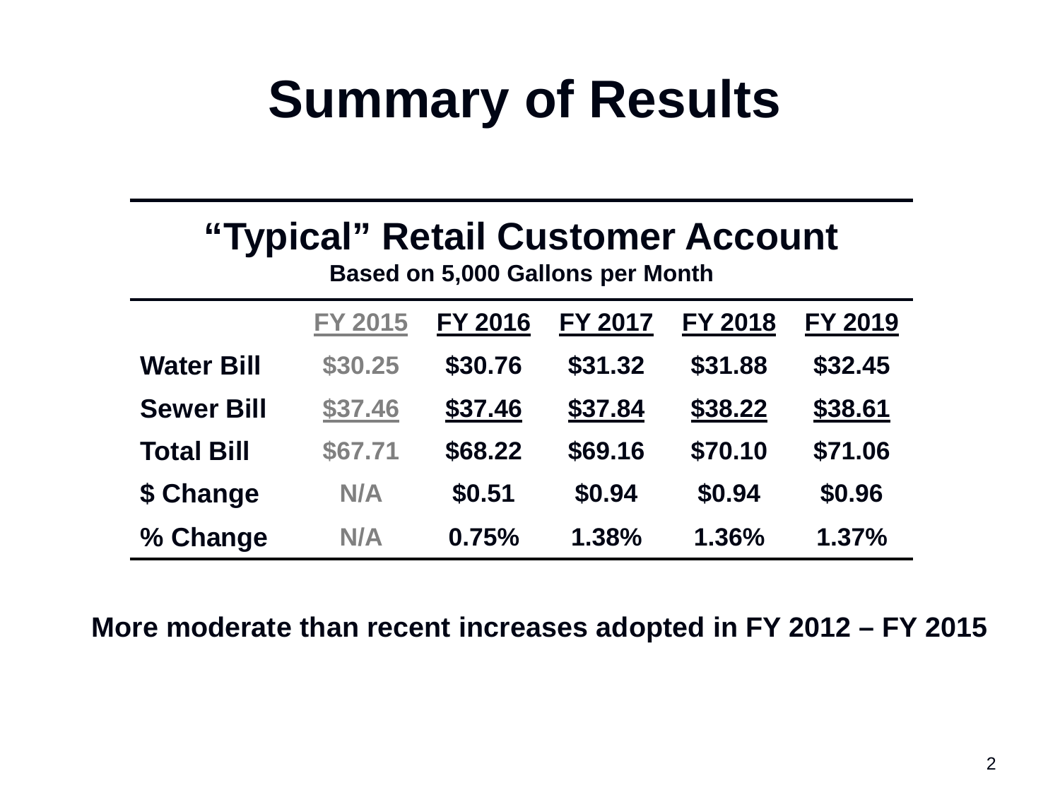# Summary of Results

| “Typical” Retail Customer Account<br>Based on 5,000 Gallons per Month | FY 2015 | FY 2016 | FY 2017 | FY 2018 | FY 2019 |
|---|---|---|---|---|---|
| **Water Bill** | $30.25 | $30.76 | $31.32 | $31.88 | $32.45 |
| **Sewer Bill** | $37.46 | $37.46 | $37.84 | $38.22 | $38.61 |
| **Total Bill** | $67.71 | $68.22 | $69.16 | $70.10 | $71.06 |
| **$ Change** | N/A | $0.51 | $0.94 | $0.94 | $0.96 |
| **% Change** | N/A | 0.75% | 1.38% | 1.36% | 1.37% |

**More moderate than recent increases adopted in FY 2012 – FY 2015**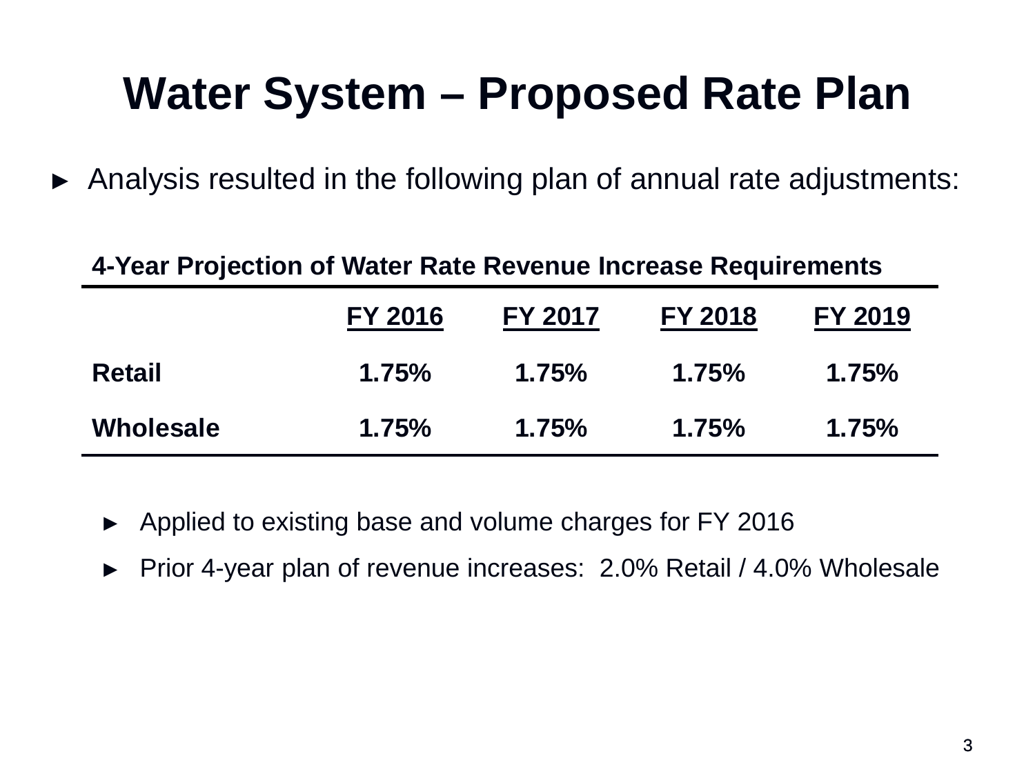# Water System – Proposed Rate Plan

- Analysis resulted in the following plan of annual rate adjustments:

**4-Year Projection of Water Rate Revenue Increase Requirements**

| | FY 2016 | FY 2017 | FY 2018 | FY 2019 |
|---|---|---|---|---|
| **Retail** | 1.75% | 1.75% | 1.75% | 1.75% |
| **Wholesale** | 1.75% | 1.75% | 1.75% | 1.75% |

  - Applied to existing base and volume charges for FY 2016
  - Prior 4-year plan of revenue increases: 2.0% Retail / 4.0% Wholesale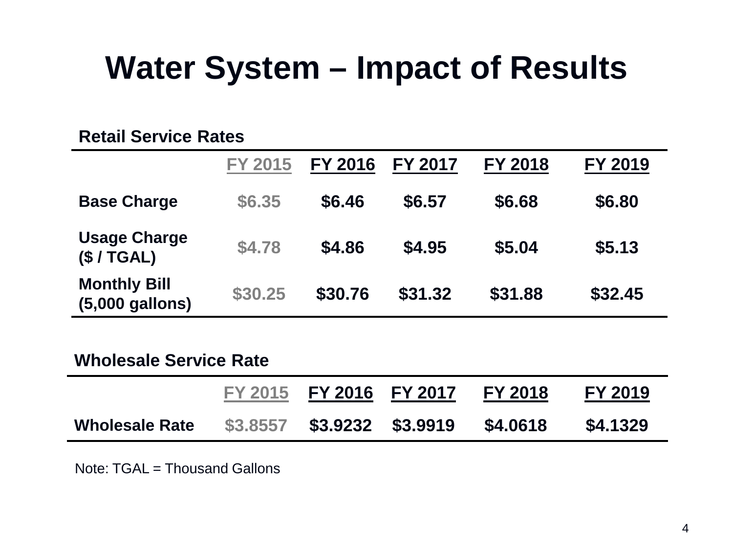# Water System – Impact of Results

**Retail Service Rates**

| | FY 2015 | FY 2016 | FY 2017 | FY 2018 | FY 2019 |
|---|---|---|---|---|---|
| **Base Charge** | $6.35 | $6.46 | $6.57 | $6.68 | $6.80 |
| **Usage Charge ($ / TGAL)** | $4.78 | $4.86 | $4.95 | $5.04 | $5.13 |
| **Monthly Bill (5,000 gallons)** | $30.25 | $30.76 | $31.32 | $31.88 | $32.45 |

**Wholesale Service Rate**

| | FY 2015 | FY 2016 | FY 2017 | FY 2018 | FY 2019 |
|---|---|---|---|---|---|
| **Wholesale Rate** | $3.8557 | $3.9232 | $3.9919 | $4.0618 | $4.1329 |

Note: TGAL = Thousand Gallons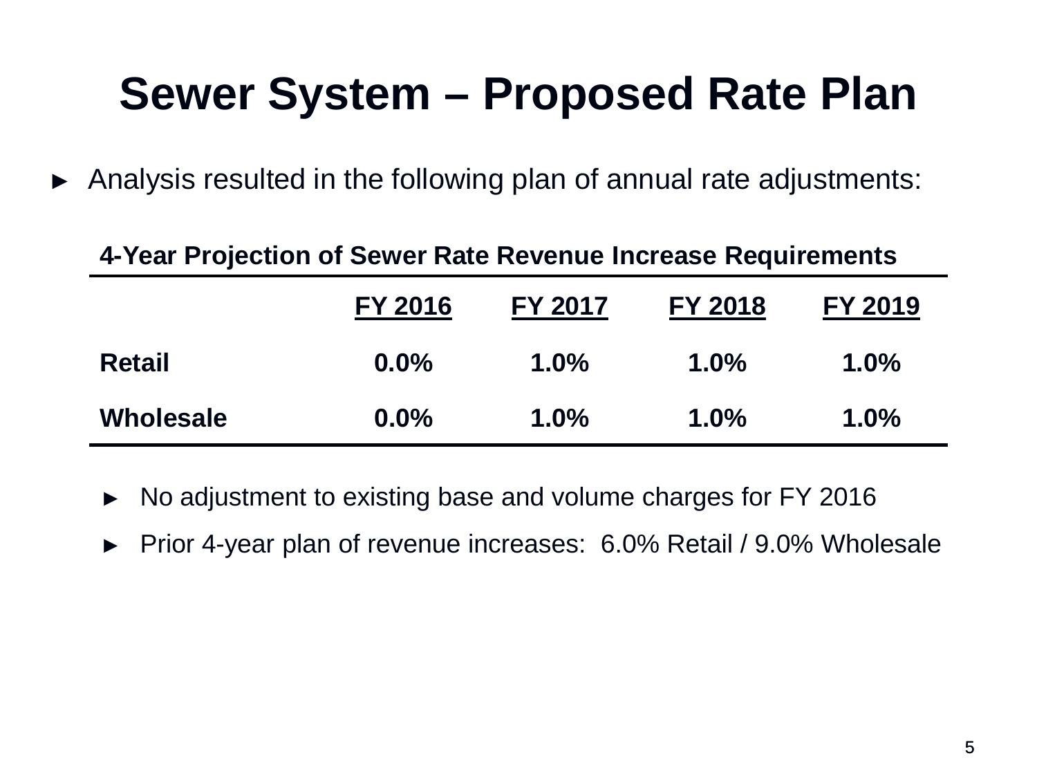# Sewer System – Proposed Rate Plan

- Analysis resulted in the following plan of annual rate adjustments:

**4-Year Projection of Sewer Rate Revenue Increase Requirements**

| | FY 2016 | FY 2017 | FY 2018 | FY 2019 |
|---|---|---|---|---|
| **Retail** | **0.0%** | **1.0%** | **1.0%** | **1.0%** |
| **Wholesale** | **0.0%** | **1.0%** | **1.0%** | **1.0%** |

  - No adjustment to existing base and volume charges for FY 2016
  - Prior 4-year plan of revenue increases: 6.0% Retail / 9.0% Wholesale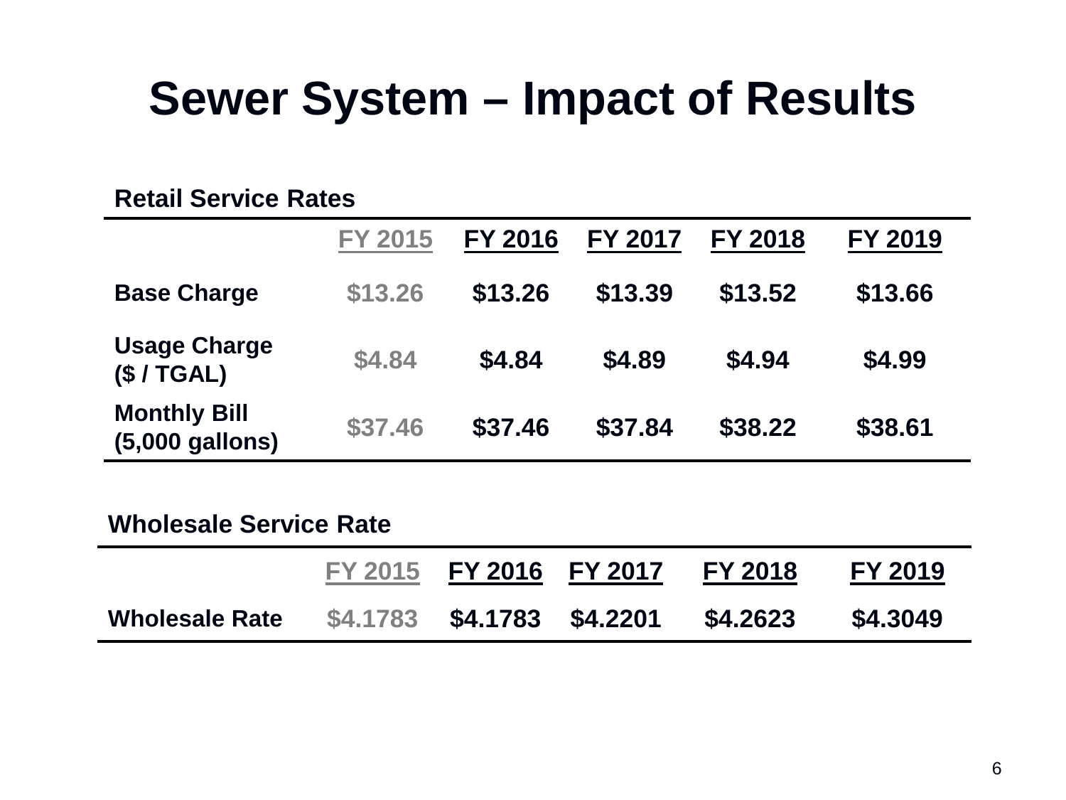# Sewer System – Impact of Results

**Retail Service Rates**

| | FY 2015 | FY 2016 | FY 2017 | FY 2018 | FY 2019 |
|---|---|---|---|---|---|
| **Base Charge** | $13.26 | $13.26 | $13.39 | $13.52 | $13.66 |
| **Usage Charge ($ / TGAL)** | $4.84 | $4.84 | $4.89 | $4.94 | $4.99 |
| **Monthly Bill (5,000 gallons)** | $37.46 | $37.46 | $37.84 | $38.22 | $38.61 |

**Wholesale Service Rate**

| | FY 2015 | FY 2016 | FY 2017 | FY 2018 | FY 2019 |
|---|---|---|---|---|---|
| **Wholesale Rate** | $4.1783 | $4.1783 | $4.2201 | $4.2623 | $4.3049 |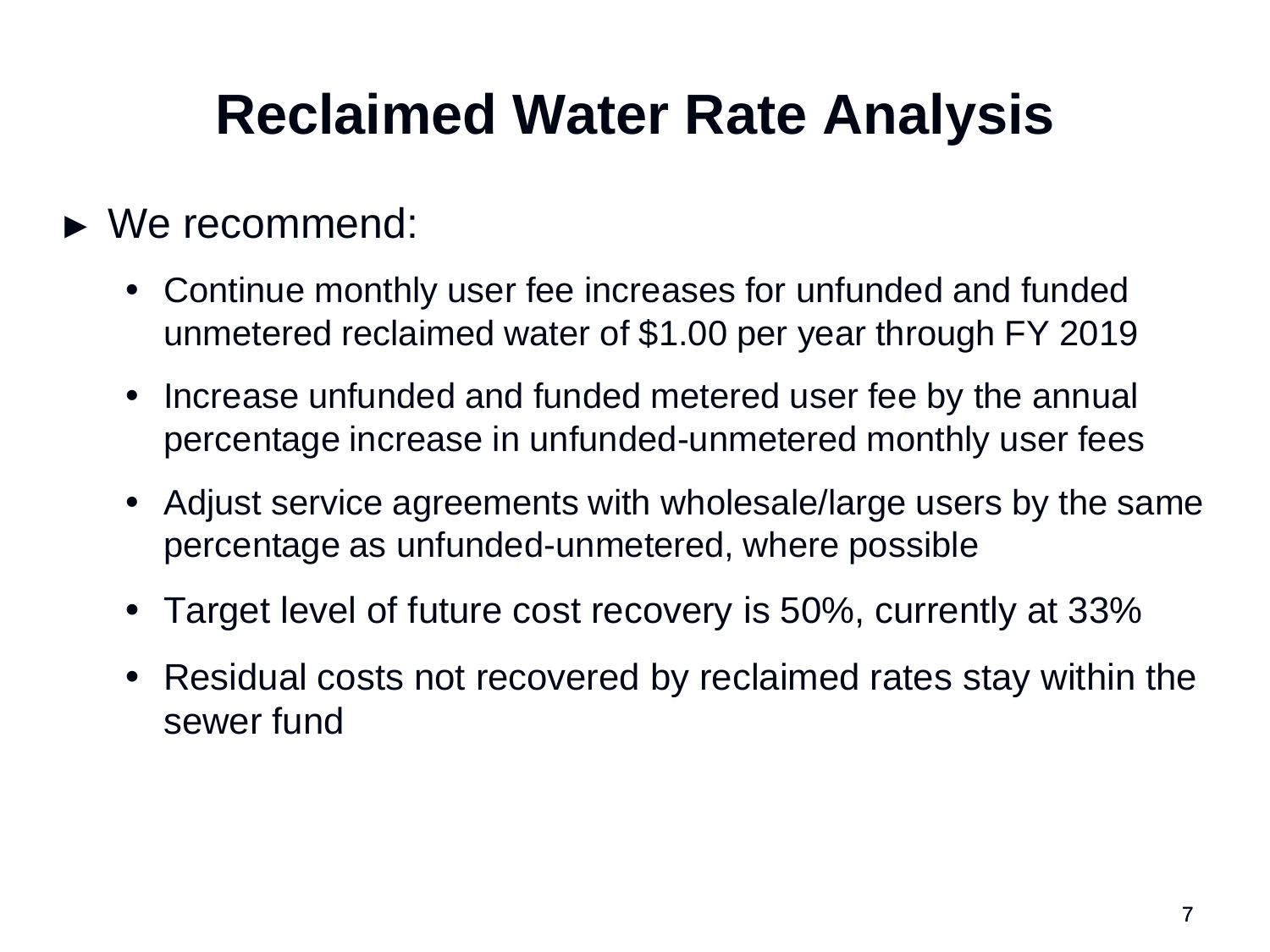# Reclaimed Water Rate Analysis

- We recommend:
  - Continue monthly user fee increases for unfunded and funded unmetered reclaimed water of $1.00 per year through FY 2019
  - Increase unfunded and funded metered user fee by the annual percentage increase in unfunded-unmetered monthly user fees
  - Adjust service agreements with wholesale/large users by the same percentage as unfunded-unmetered, where possible
  - Target level of future cost recovery is 50%, currently at 33%
  - Residual costs not recovered by reclaimed rates stay within the sewer fund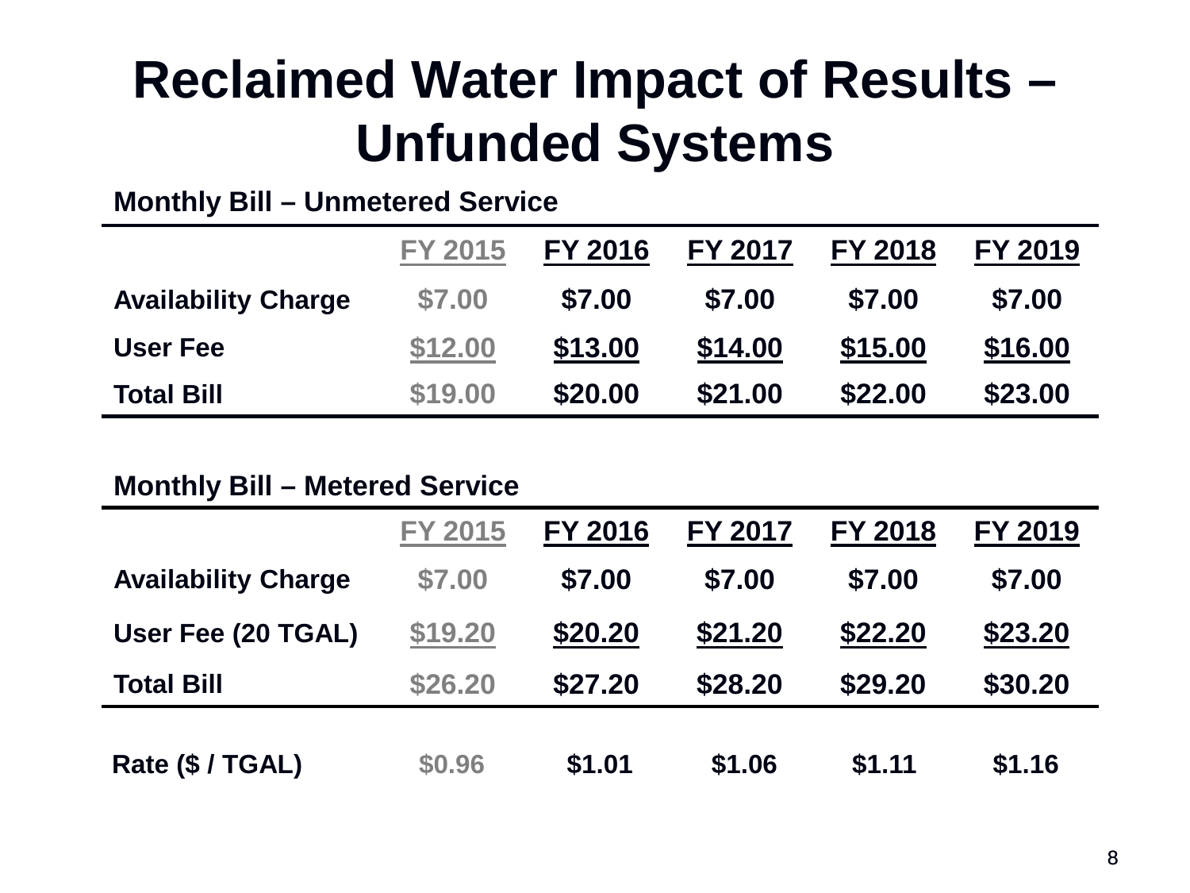# Reclaimed Water Impact of Results – Unfunded Systems

**Monthly Bill – Unmetered Service**

| | FY 2015 | FY 2016 | FY 2017 | FY 2018 | FY 2019 |
|---|---|---|---|---|---|
| Availability Charge | $7.00 | $7.00 | $7.00 | $7.00 | $7.00 |
| User Fee | $12.00 | $13.00 | $14.00 | $15.00 | $16.00 |
| Total Bill | $19.00 | $20.00 | $21.00 | $22.00 | $23.00 |

**Monthly Bill – Metered Service**

| | FY 2015 | FY 2016 | FY 2017 | FY 2018 | FY 2019 |
|---|---|---|---|---|---|
| Availability Charge | $7.00 | $7.00 | $7.00 | $7.00 | $7.00 |
| User Fee (20 TGAL) | $19.20 | $20.20 | $21.20 | $22.20 | $23.20 |
| Total Bill | $26.20 | $27.20 | $28.20 | $29.20 | $30.20 |
| Rate ($ / TGAL) | $0.96 | $1.01 | $1.06 | $1.11 | $1.16 |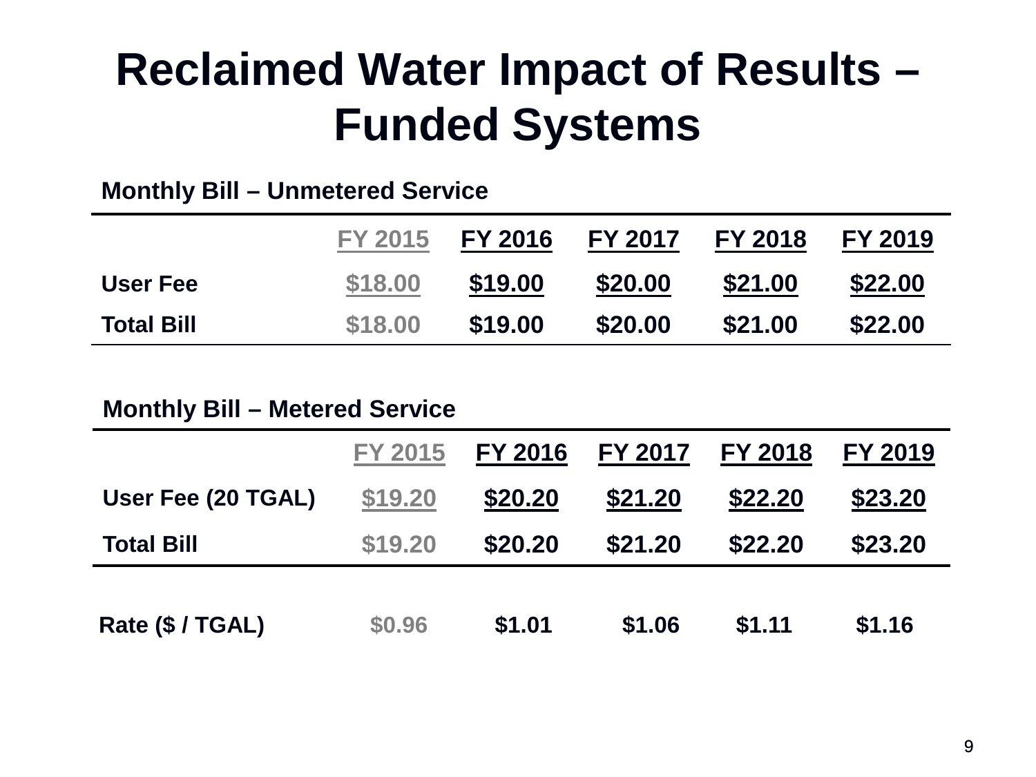# Reclaimed Water Impact of Results – Funded Systems

**Monthly Bill – Unmetered Service**

| | FY 2015 | FY 2016 | FY 2017 | FY 2018 | FY 2019 |
|---|---|---|---|---|---|
| **User Fee** | $18.00 | $19.00 | $20.00 | $21.00 | $22.00 |
| **Total Bill** | $18.00 | $19.00 | $20.00 | $21.00 | $22.00 |

**Monthly Bill – Metered Service**

| | FY 2015 | FY 2016 | FY 2017 | FY 2018 | FY 2019 |
|---|---|---|---|---|---|
| **User Fee (20 TGAL)** | $19.20 | $20.20 | $21.20 | $22.20 | $23.20 |
| **Total Bill** | $19.20 | $20.20 | $21.20 | $22.20 | $23.20 |
| | | | | | |
| **Rate ($ / TGAL)** | $0.96 | $1.01 | $1.06 | $1.11 | $1.16 |